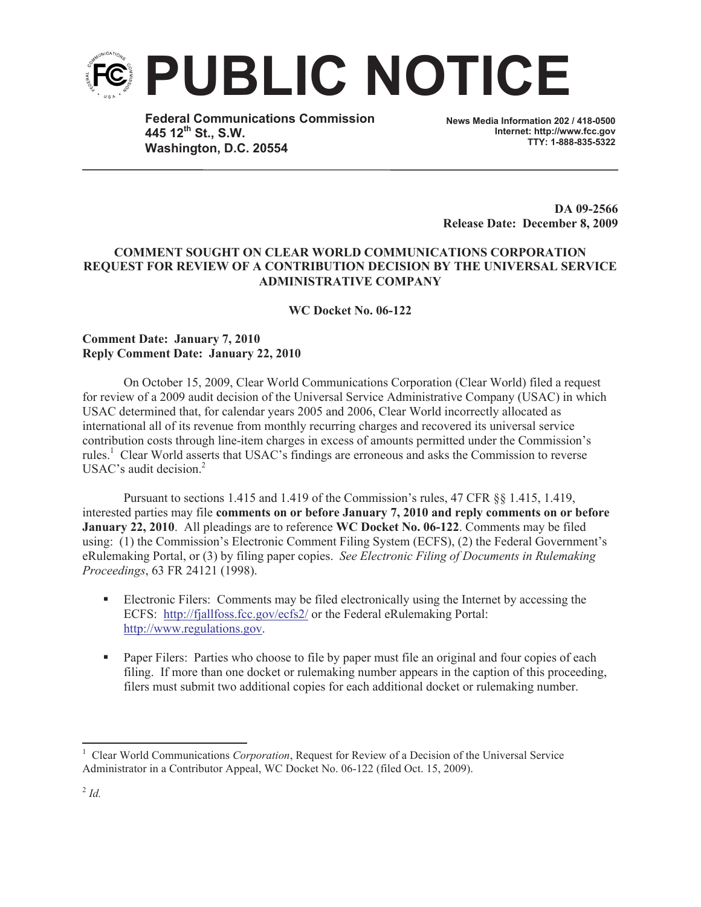# PUBLIC NOTICE

**Federal Communications Commission**
**445 12th St., S.W.**
**Washington, D.C. 20554**

**News Media Information 202 / 418-0500**
**Internet: http://www.fcc.gov**
**TTY: 1-888-835-5322**

**DA 09-2566**
**Release Date: December 8, 2009**

**COMMENT SOUGHT ON CLEAR WORLD COMMUNICATIONS CORPORATION REQUEST FOR REVIEW OF A CONTRIBUTION DECISION BY THE UNIVERSAL SERVICE ADMINISTRATIVE COMPANY**

**WC Docket No. 06-122**

**Comment Date: January 7, 2010**
**Reply Comment Date: January 22, 2010**

On October 15, 2009, Clear World Communications Corporation (Clear World) filed a request for review of a 2009 audit decision of the Universal Service Administrative Company (USAC) in which USAC determined that, for calendar years 2005 and 2006, Clear World incorrectly allocated as international all of its revenue from monthly recurring charges and recovered its universal service contribution costs through line-item charges in excess of amounts permitted under the Commission's rules.[1] Clear World asserts that USAC's findings are erroneous and asks the Commission to reverse USAC's audit decision.[2]

Pursuant to sections 1.415 and 1.419 of the Commission's rules, 47 CFR §§ 1.415, 1.419, interested parties may file **comments on or before January 7, 2010 and reply comments on or before January 22, 2010**. All pleadings are to reference **WC Docket No. 06-122**. Comments may be filed using: (1) the Commission's Electronic Comment Filing System (ECFS), (2) the Federal Government's eRulemaking Portal, or (3) by filing paper copies. *See Electronic Filing of Documents in Rulemaking Proceedings*, 63 FR 24121 (1998).

- Electronic Filers: Comments may be filed electronically using the Internet by accessing the ECFS: http://fjallfoss.fcc.gov/ecfs2/ or the Federal eRulemaking Portal: http://www.regulations.gov.

- Paper Filers: Parties who choose to file by paper must file an original and four copies of each filing. If more than one docket or rulemaking number appears in the caption of this proceeding, filers must submit two additional copies for each additional docket or rulemaking number.

---

[1] Clear World Communications *Corporation*, Request for Review of a Decision of the Universal Service Administrator in a Contributor Appeal, WC Docket No. 06-122 (filed Oct. 15, 2009).

[2] *Id.*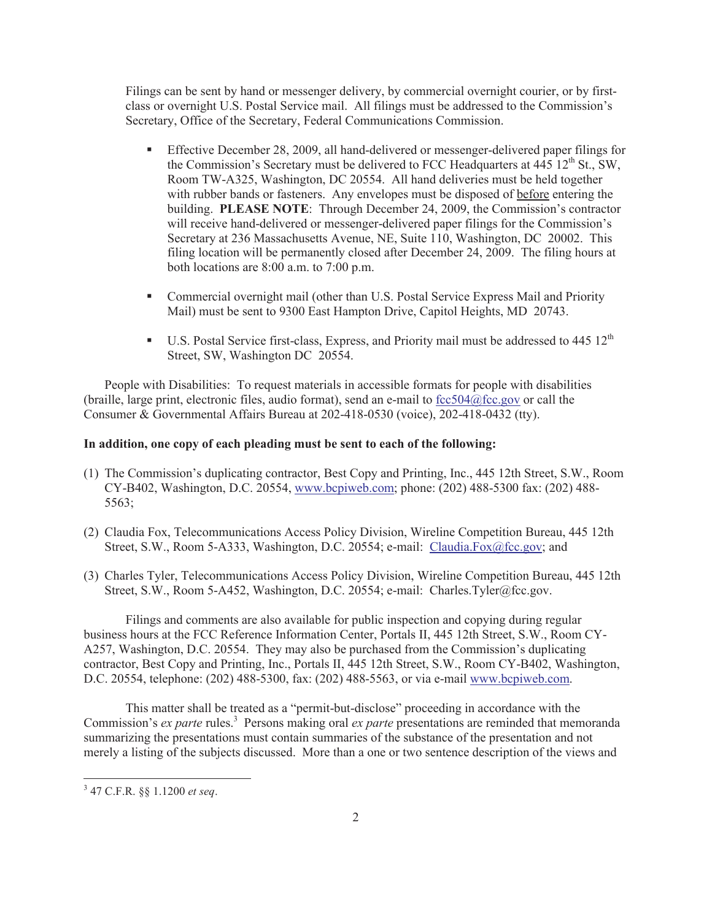Filings can be sent by hand or messenger delivery, by commercial overnight courier, or by first-class or overnight U.S. Postal Service mail. All filings must be addressed to the Commission's Secretary, Office of the Secretary, Federal Communications Commission.

- Effective December 28, 2009, all hand-delivered or messenger-delivered paper filings for the Commission's Secretary must be delivered to FCC Headquarters at 445 12th St., SW, Room TW-A325, Washington, DC 20554. All hand deliveries must be held together with rubber bands or fasteners. Any envelopes must be disposed of before entering the building. **PLEASE NOTE**: Through December 24, 2009, the Commission's contractor will receive hand-delivered or messenger-delivered paper filings for the Commission's Secretary at 236 Massachusetts Avenue, NE, Suite 110, Washington, DC 20002. This filing location will be permanently closed after December 24, 2009. The filing hours at both locations are 8:00 a.m. to 7:00 p.m.

- Commercial overnight mail (other than U.S. Postal Service Express Mail and Priority Mail) must be sent to 9300 East Hampton Drive, Capitol Heights, MD 20743.

- U.S. Postal Service first-class, Express, and Priority mail must be addressed to 445 12th Street, SW, Washington DC 20554.

People with Disabilities: To request materials in accessible formats for people with disabilities (braille, large print, electronic files, audio format), send an e-mail to fcc504@fcc.gov or call the Consumer & Governmental Affairs Bureau at 202-418-0530 (voice), 202-418-0432 (tty).

**In addition, one copy of each pleading must be sent to each of the following:**

(1) The Commission's duplicating contractor, Best Copy and Printing, Inc., 445 12th Street, S.W., Room CY-B402, Washington, D.C. 20554, www.bcpiweb.com; phone: (202) 488-5300 fax: (202) 488-5563;

(2) Claudia Fox, Telecommunications Access Policy Division, Wireline Competition Bureau, 445 12th Street, S.W., Room 5-A333, Washington, D.C. 20554; e-mail: Claudia.Fox@fcc.gov; and

(3) Charles Tyler, Telecommunications Access Policy Division, Wireline Competition Bureau, 445 12th Street, S.W., Room 5-A452, Washington, D.C. 20554; e-mail: Charles.Tyler@fcc.gov.

Filings and comments are also available for public inspection and copying during regular business hours at the FCC Reference Information Center, Portals II, 445 12th Street, S.W., Room CY-A257, Washington, D.C. 20554. They may also be purchased from the Commission's duplicating contractor, Best Copy and Printing, Inc., Portals II, 445 12th Street, S.W., Room CY-B402, Washington, D.C. 20554, telephone: (202) 488-5300, fax: (202) 488-5563, or via e-mail www.bcpiweb.com.

This matter shall be treated as a "permit-but-disclose" proceeding in accordance with the Commission's *ex parte* rules.[3] Persons making oral *ex parte* presentations are reminded that memoranda summarizing the presentations must contain summaries of the substance of the presentation and not merely a listing of the subjects discussed. More than a one or two sentence description of the views and

[3] 47 C.F.R. §§ 1.1200 *et seq*.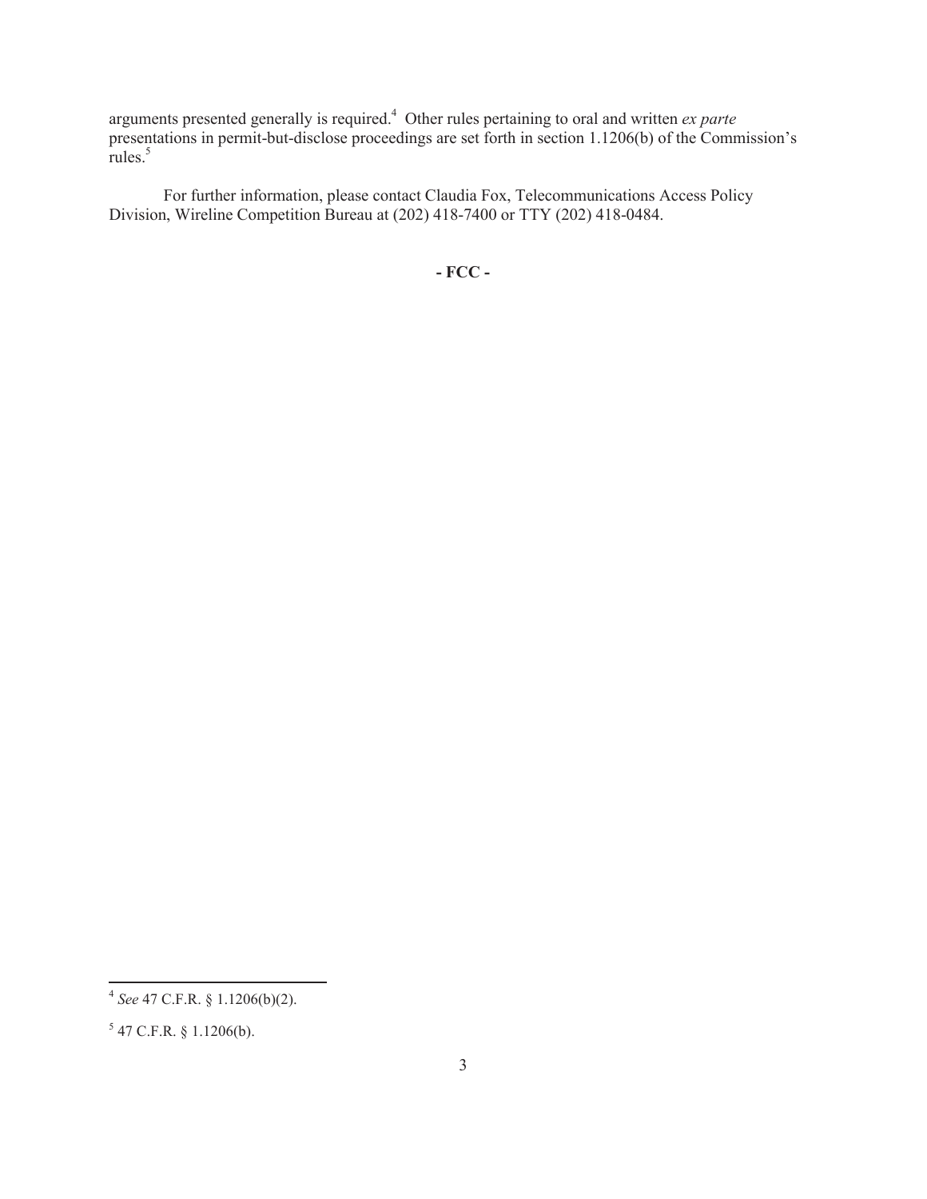arguments presented generally is required.[4] Other rules pertaining to oral and written *ex parte* presentations in permit-but-disclose proceedings are set forth in section 1.1206(b) of the Commission's rules.[5]

For further information, please contact Claudia Fox, Telecommunications Access Policy Division, Wireline Competition Bureau at (202) 418-7400 or TTY (202) 418-0484.

**- FCC -**

---

[4] *See* 47 C.F.R. § 1.1206(b)(2).

[5] 47 C.F.R. § 1.1206(b).